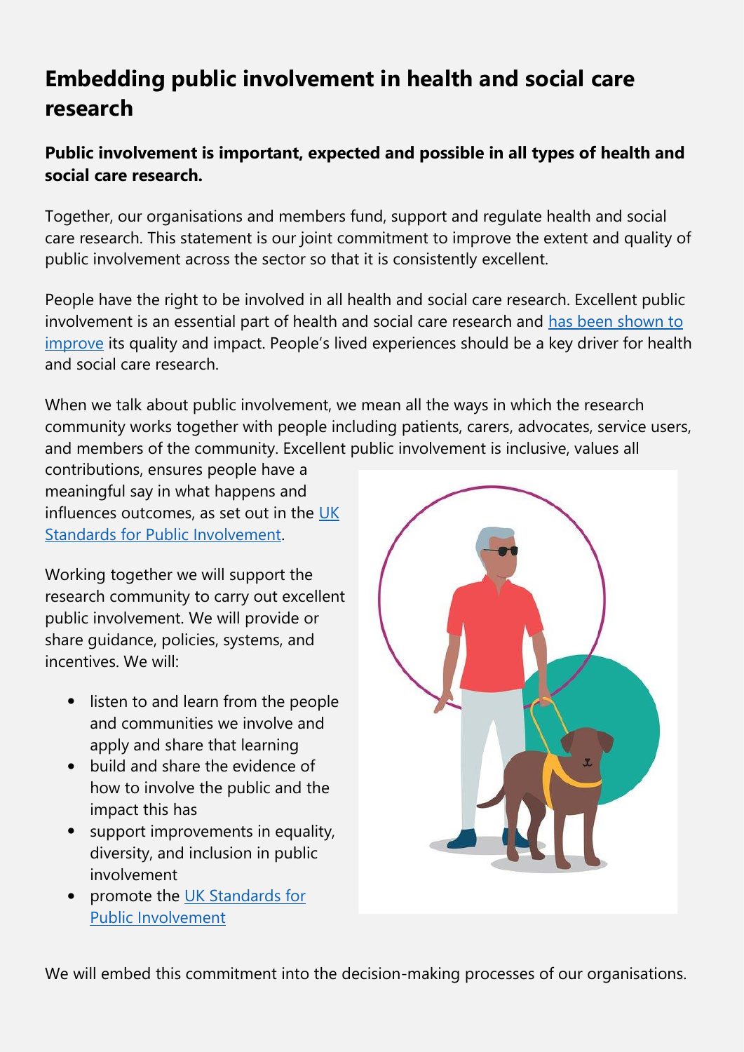# Embedding public involvement in health and social care research

**Public involvement is important, expected and possible in all types of health and social care research.**

Together, our organisations and members fund, support and regulate health and social care research. This statement is our joint commitment to improve the extent and quality of public involvement across the sector so that it is consistently excellent.

People have the right to be involved in all health and social care research. Excellent public involvement is an essential part of health and social care research and has been shown to improve its quality and impact. People's lived experiences should be a key driver for health and social care research.

When we talk about public involvement, we mean all the ways in which the research community works together with people including patients, carers, advocates, service users, and members of the community. Excellent public involvement is inclusive, values all contributions, ensures people have a meaningful say in what happens and influences outcomes, as set out in the UK Standards for Public Involvement.

Working together we will support the research community to carry out excellent public involvement. We will provide or share guidance, policies, systems, and incentives. We will:

- listen to and learn from the people and communities we involve and apply and share that learning
- build and share the evidence of how to involve the public and the impact this has
- support improvements in equality, diversity, and inclusion in public involvement
- promote the UK Standards for Public Involvement

We will embed this commitment into the decision-making processes of our organisations.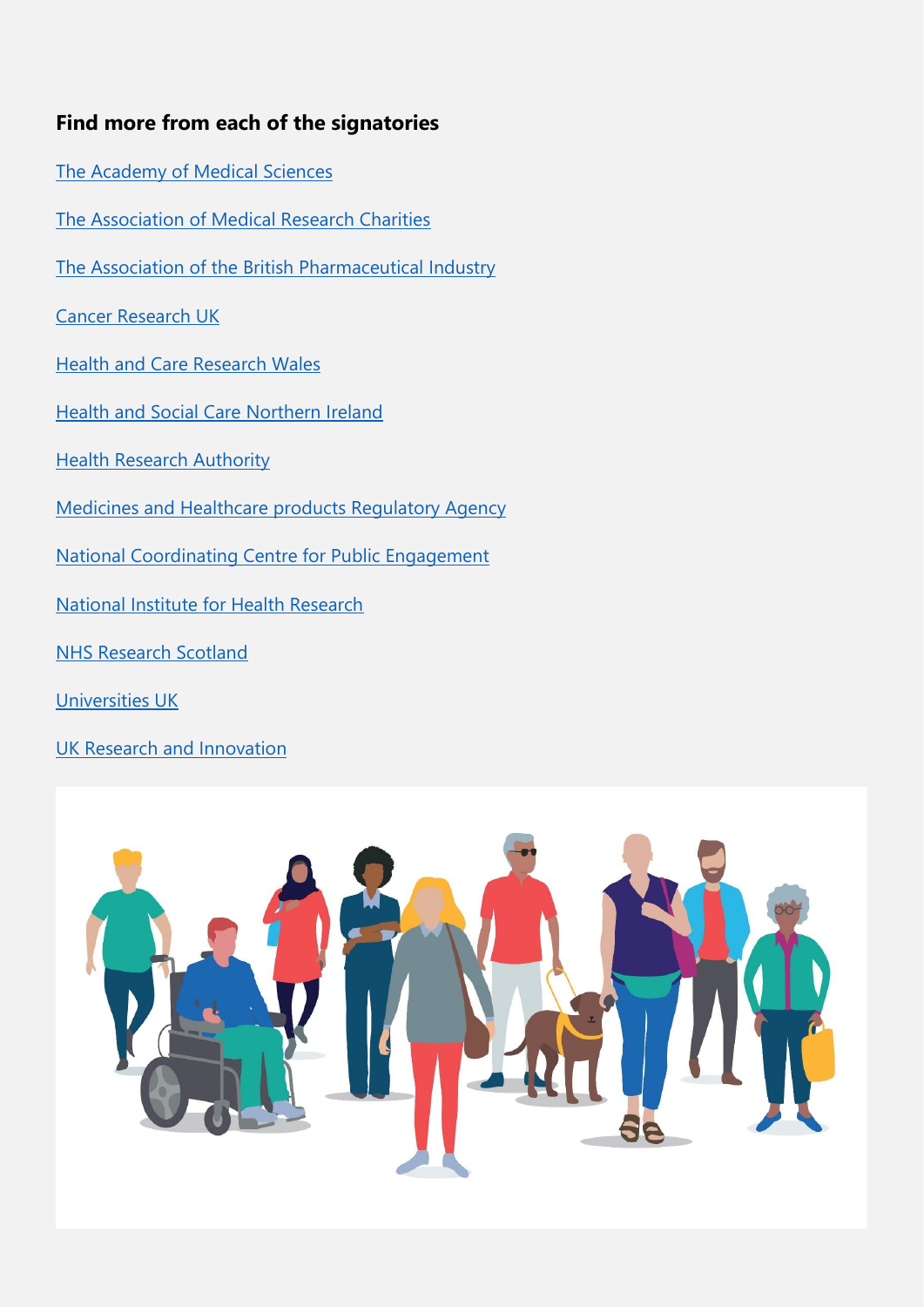**Find more from each of the signatories**

The Academy of Medical Sciences

The Association of Medical Research Charities

The Association of the British Pharmaceutical Industry

Cancer Research UK

Health and Care Research Wales

Health and Social Care Northern Ireland

Health Research Authority

Medicines and Healthcare products Regulatory Agency

National Coordinating Centre for Public Engagement

National Institute for Health Research

NHS Research Scotland

Universities UK

UK Research and Innovation